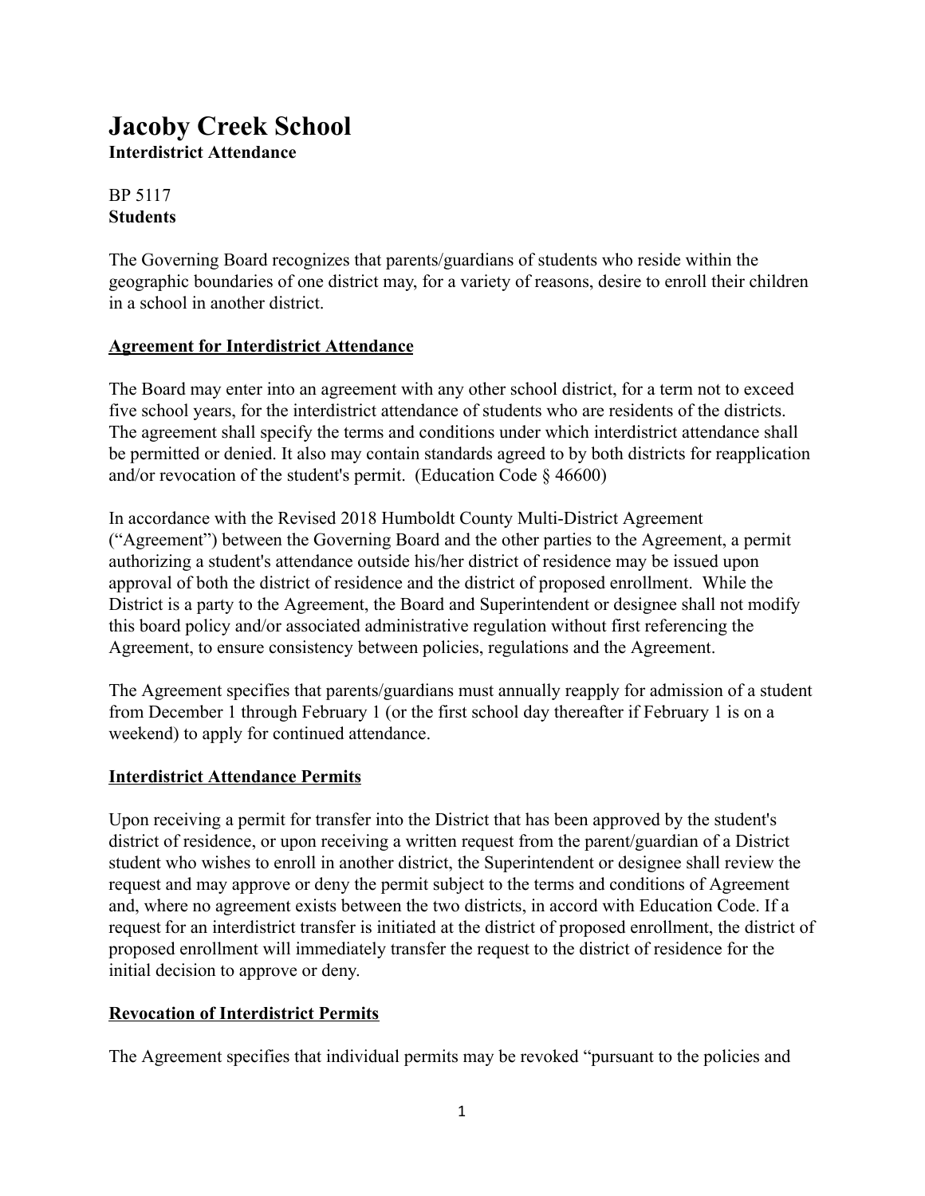# Jacoby Creek School

**Interdistrict Attendance**

BP 5117
**Students**

The Governing Board recognizes that parents/guardians of students who reside within the geographic boundaries of one district may, for a variety of reasons, desire to enroll their children in a school in another district.

## Agreement for Interdistrict Attendance

The Board may enter into an agreement with any other school district, for a term not to exceed five school years, for the interdistrict attendance of students who are residents of the districts. The agreement shall specify the terms and conditions under which interdistrict attendance shall be permitted or denied. It also may contain standards agreed to by both districts for reapplication and/or revocation of the student's permit. (Education Code § 46600)

In accordance with the Revised 2018 Humboldt County Multi-District Agreement ("Agreement") between the Governing Board and the other parties to the Agreement, a permit authorizing a student's attendance outside his/her district of residence may be issued upon approval of both the district of residence and the district of proposed enrollment. While the District is a party to the Agreement, the Board and Superintendent or designee shall not modify this board policy and/or associated administrative regulation without first referencing the Agreement, to ensure consistency between policies, regulations and the Agreement.

The Agreement specifies that parents/guardians must annually reapply for admission of a student from December 1 through February 1 (or the first school day thereafter if February 1 is on a weekend) to apply for continued attendance.

## Interdistrict Attendance Permits

Upon receiving a permit for transfer into the District that has been approved by the student's district of residence, or upon receiving a written request from the parent/guardian of a District student who wishes to enroll in another district, the Superintendent or designee shall review the request and may approve or deny the permit subject to the terms and conditions of Agreement and, where no agreement exists between the two districts, in accord with Education Code. If a request for an interdistrict transfer is initiated at the district of proposed enrollment, the district of proposed enrollment will immediately transfer the request to the district of residence for the initial decision to approve or deny.

## Revocation of Interdistrict Permits

The Agreement specifies that individual permits may be revoked "pursuant to the policies and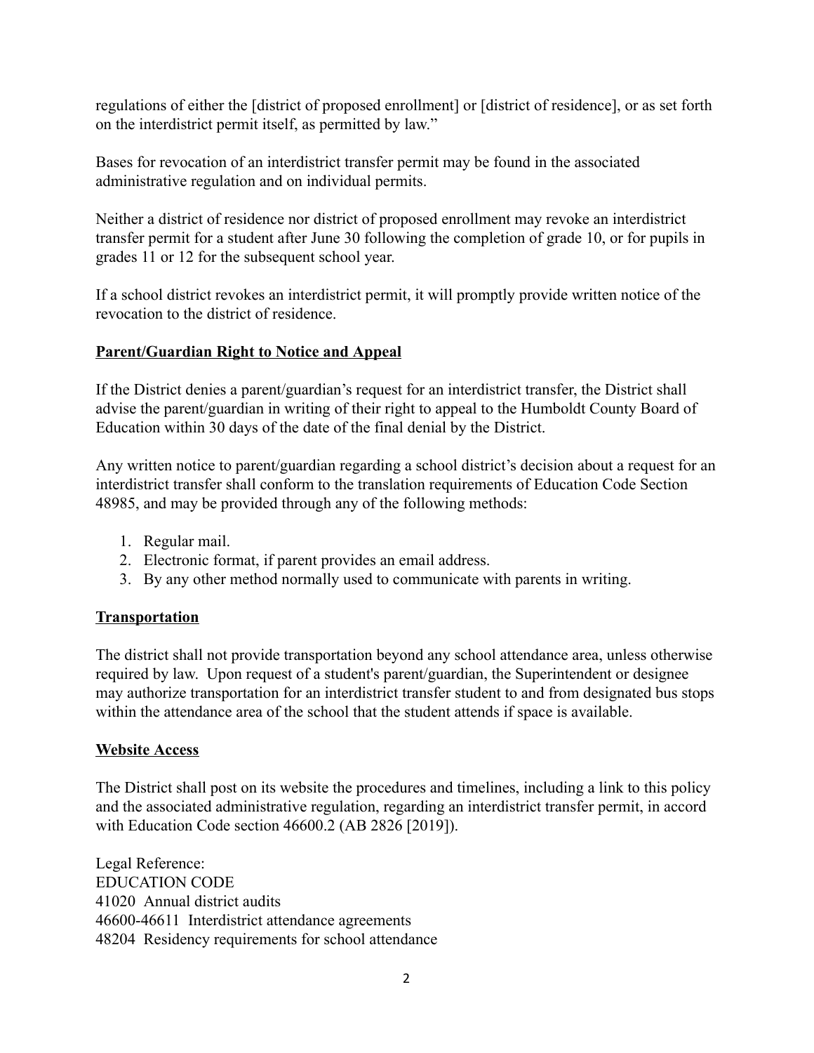regulations of either the [district of proposed enrollment] or [district of residence], or as set forth on the interdistrict permit itself, as permitted by law."

Bases for revocation of an interdistrict transfer permit may be found in the associated administrative regulation and on individual permits.

Neither a district of residence nor district of proposed enrollment may revoke an interdistrict transfer permit for a student after June 30 following the completion of grade 10, or for pupils in grades 11 or 12 for the subsequent school year.

If a school district revokes an interdistrict permit, it will promptly provide written notice of the revocation to the district of residence.

**Parent/Guardian Right to Notice and Appeal**

If the District denies a parent/guardian's request for an interdistrict transfer, the District shall advise the parent/guardian in writing of their right to appeal to the Humboldt County Board of Education within 30 days of the date of the final denial by the District.

Any written notice to parent/guardian regarding a school district's decision about a request for an interdistrict transfer shall conform to the translation requirements of Education Code Section 48985, and may be provided through any of the following methods:

1. Regular mail.
2. Electronic format, if parent provides an email address.
3. By any other method normally used to communicate with parents in writing.

**Transportation**

The district shall not provide transportation beyond any school attendance area, unless otherwise required by law. Upon request of a student's parent/guardian, the Superintendent or designee may authorize transportation for an interdistrict transfer student to and from designated bus stops within the attendance area of the school that the student attends if space is available.

**Website Access**

The District shall post on its website the procedures and timelines, including a link to this policy and the associated administrative regulation, regarding an interdistrict transfer permit, in accord with Education Code section 46600.2 (AB 2826 [2019]).

Legal Reference:
EDUCATION CODE
41020 Annual district audits
46600-46611 Interdistrict attendance agreements
48204 Residency requirements for school attendance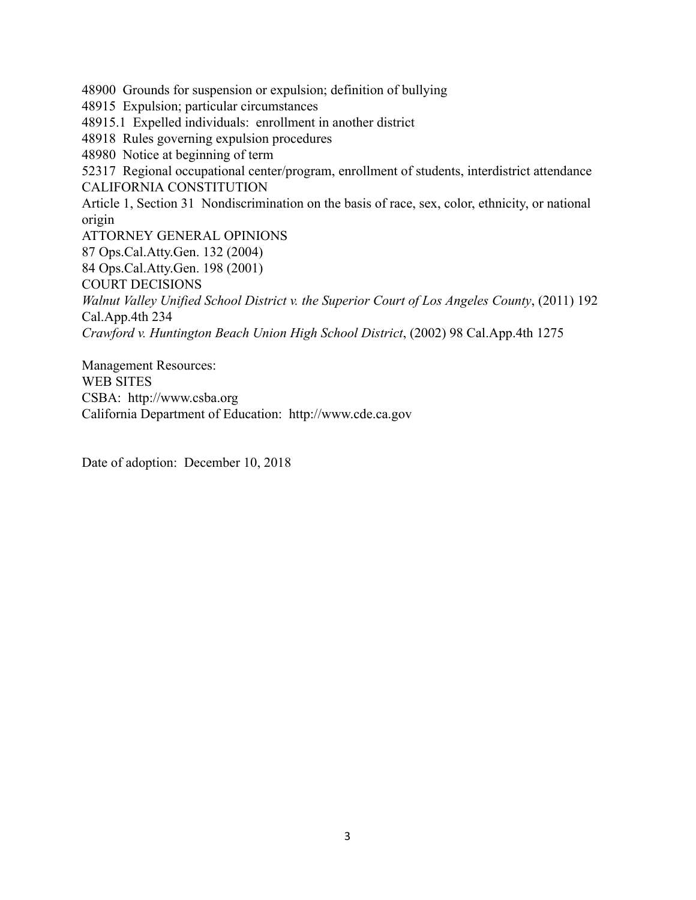48900 Grounds for suspension or expulsion; definition of bullying
48915 Expulsion; particular circumstances
48915.1 Expelled individuals: enrollment in another district
48918 Rules governing expulsion procedures
48980 Notice at beginning of term
52317 Regional occupational center/program, enrollment of students, interdistrict attendance
CALIFORNIA CONSTITUTION
Article 1, Section 31 Nondiscrimination on the basis of race, sex, color, ethnicity, or national origin
ATTORNEY GENERAL OPINIONS
87 Ops.Cal.Atty.Gen. 132 (2004)
84 Ops.Cal.Atty.Gen. 198 (2001)
COURT DECISIONS
*Walnut Valley Unified School District v. the Superior Court of Los Angeles County*, (2011) 192 Cal.App.4th 234
*Crawford v. Huntington Beach Union High School District*, (2002) 98 Cal.App.4th 1275

Management Resources:
WEB SITES
CSBA: http://www.csba.org
California Department of Education: http://www.cde.ca.gov

Date of adoption: December 10, 2018